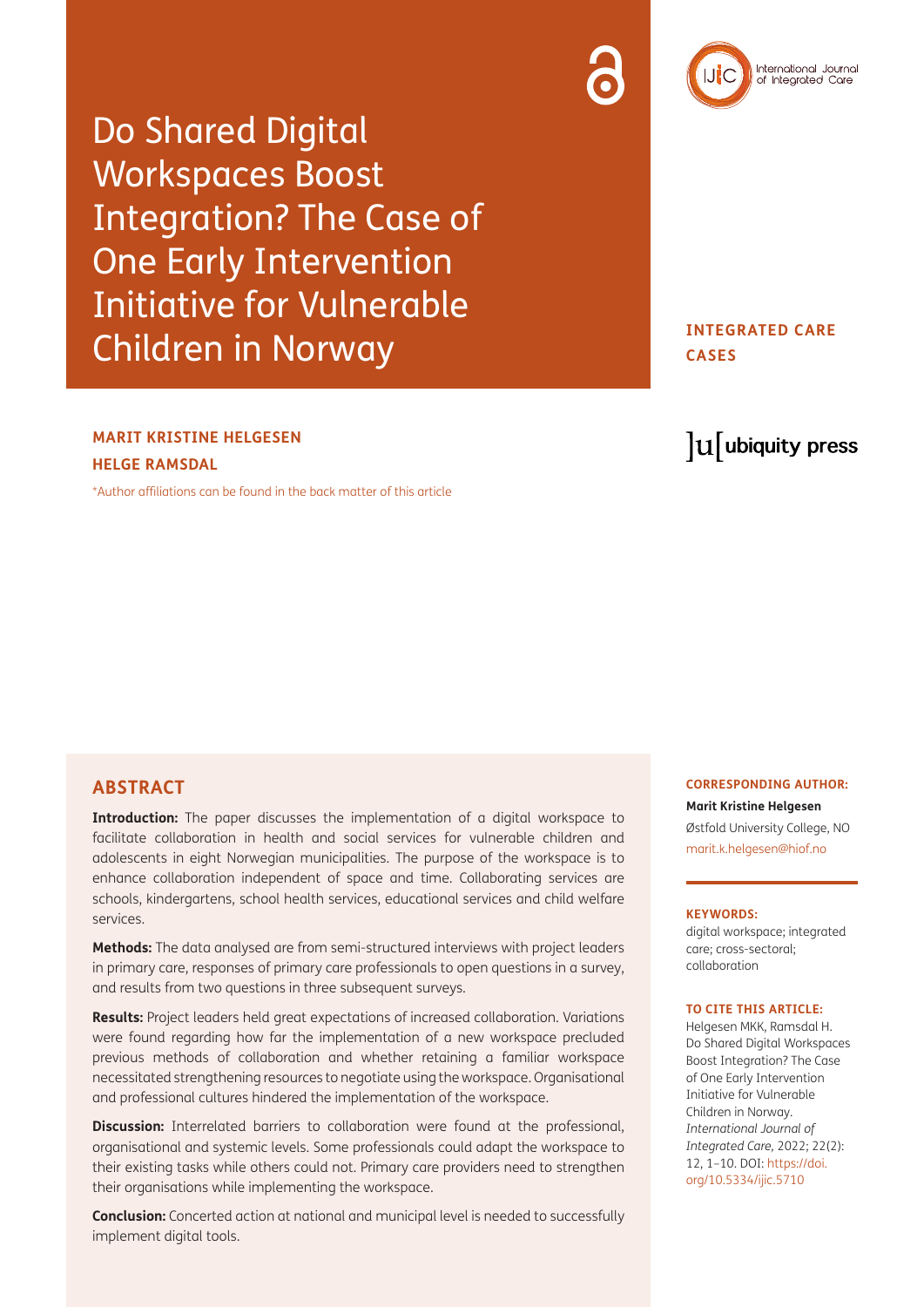# Do Shared Digital Workspaces Boost Integration? The Case of One Early Intervention Initiative for Vulnerable Children in Norway

**INTEGRATED CARE CASES**

**MARIT KRISTINE HELGESEN**
**HELGE RAMSDAL**

*Author affiliations can be found in the back matter of this article

## ABSTRACT

**Introduction:** The paper discusses the implementation of a digital workspace to facilitate collaboration in health and social services for vulnerable children and adolescents in eight Norwegian municipalities. The purpose of the workspace is to enhance collaboration independent of space and time. Collaborating services are schools, kindergartens, school health services, educational services and child welfare services.

**Methods:** The data analysed are from semi-structured interviews with project leaders in primary care, responses of primary care professionals to open questions in a survey, and results from two questions in three subsequent surveys.

**Results:** Project leaders held great expectations of increased collaboration. Variations were found regarding how far the implementation of a new workspace precluded previous methods of collaboration and whether retaining a familiar workspace necessitated strengthening resources to negotiate using the workspace. Organisational and professional cultures hindered the implementation of the workspace.

**Discussion:** Interrelated barriers to collaboration were found at the professional, organisational and systemic levels. Some professionals could adapt the workspace to their existing tasks while others could not. Primary care providers need to strengthen their organisations while implementing the workspace.

**Conclusion:** Concerted action at national and municipal level is needed to successfully implement digital tools.

**CORRESPONDING AUTHOR:**

**Marit Kristine Helgesen**

Østfold University College, NO

marit.k.helgesen@hiof.no

**KEYWORDS:**

digital workspace; integrated care; cross-sectoral; collaboration

**TO CITE THIS ARTICLE:**

Helgesen MKK, Ramsdal H. Do Shared Digital Workspaces Boost Integration? The Case of One Early Intervention Initiative for Vulnerable Children in Norway. *International Journal of Integrated Care,* 2022; 22(2): 12, 1–10. DOI: https://doi.org/10.5334/ijic.5710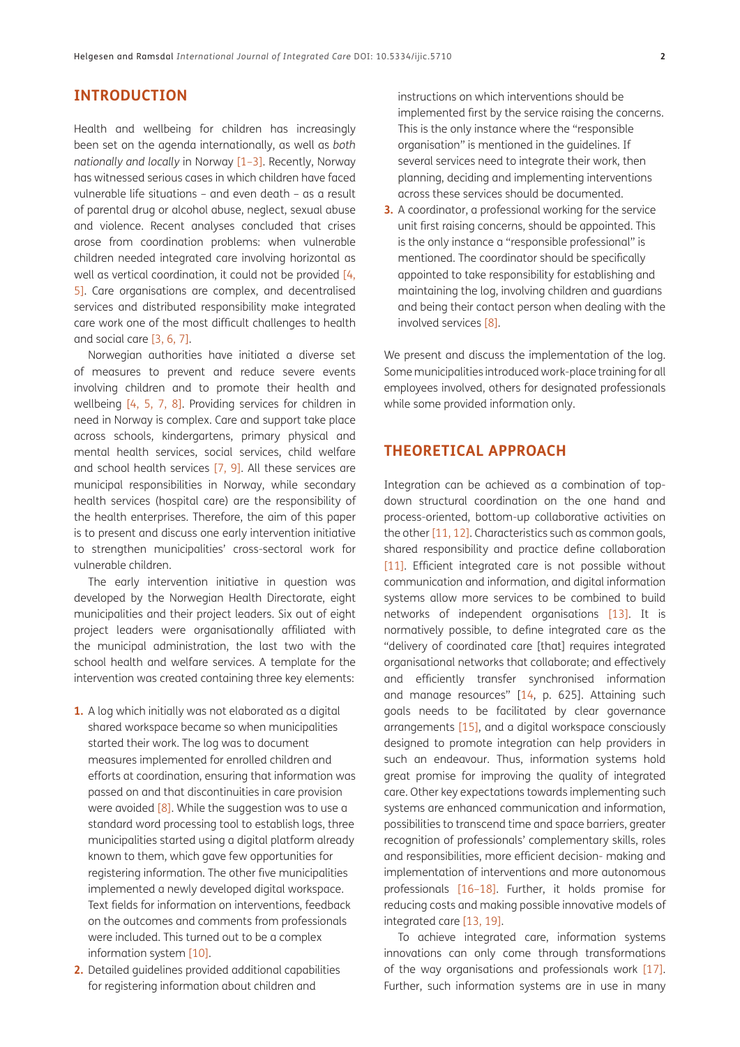## INTRODUCTION

Health and wellbeing for children has increasingly been set on the agenda internationally, as well as *both nationally and locally* in Norway [1–3]. Recently, Norway has witnessed serious cases in which children have faced vulnerable life situations – and even death – as a result of parental drug or alcohol abuse, neglect, sexual abuse and violence. Recent analyses concluded that crises arose from coordination problems: when vulnerable children needed integrated care involving horizontal as well as vertical coordination, it could not be provided [4, 5]. Care organisations are complex, and decentralised services and distributed responsibility make integrated care work one of the most difficult challenges to health and social care [3, 6, 7].

Norwegian authorities have initiated a diverse set of measures to prevent and reduce severe events involving children and to promote their health and wellbeing [4, 5, 7, 8]. Providing services for children in need in Norway is complex. Care and support take place across schools, kindergartens, primary physical and mental health services, social services, child welfare and school health services [7, 9]. All these services are municipal responsibilities in Norway, while secondary health services (hospital care) are the responsibility of the health enterprises. Therefore, the aim of this paper is to present and discuss one early intervention initiative to strengthen municipalities' cross-sectoral work for vulnerable children.

The early intervention initiative in question was developed by the Norwegian Health Directorate, eight municipalities and their project leaders. Six out of eight project leaders were organisationally affiliated with the municipal administration, the last two with the school health and welfare services. A template for the intervention was created containing three key elements:

1. A log which initially was not elaborated as a digital shared workspace became so when municipalities started their work. The log was to document measures implemented for enrolled children and efforts at coordination, ensuring that information was passed on and that discontinuities in care provision were avoided [8]. While the suggestion was to use a standard word processing tool to establish logs, three municipalities started using a digital platform already known to them, which gave few opportunities for registering information. The other five municipalities implemented a newly developed digital workspace. Text fields for information on interventions, feedback on the outcomes and comments from professionals were included. This turned out to be a complex information system [10].
2. Detailed guidelines provided additional capabilities for registering information about children and instructions on which interventions should be implemented first by the service raising the concerns. This is the only instance where the "responsible organisation" is mentioned in the guidelines. If several services need to integrate their work, then planning, deciding and implementing interventions across these services should be documented.
3. A coordinator, a professional working for the service unit first raising concerns, should be appointed. This is the only instance a "responsible professional" is mentioned. The coordinator should be specifically appointed to take responsibility for establishing and maintaining the log, involving children and guardians and being their contact person when dealing with the involved services [8].

We present and discuss the implementation of the log. Some municipalities introduced work-place training for all employees involved, others for designated professionals while some provided information only.

## THEORETICAL APPROACH

Integration can be achieved as a combination of top-down structural coordination on the one hand and process-oriented, bottom-up collaborative activities on the other [11, 12]. Characteristics such as common goals, shared responsibility and practice define collaboration [11]. Efficient integrated care is not possible without communication and information, and digital information systems allow more services to be combined to build networks of independent organisations [13]. It is normatively possible, to define integrated care as the "delivery of coordinated care [that] requires integrated organisational networks that collaborate; and effectively and efficiently transfer synchronised information and manage resources" [14, p. 625]. Attaining such goals needs to be facilitated by clear governance arrangements [15], and a digital workspace consciously designed to promote integration can help providers in such an endeavour. Thus, information systems hold great promise for improving the quality of integrated care. Other key expectations towards implementing such systems are enhanced communication and information, possibilities to transcend time and space barriers, greater recognition of professionals' complementary skills, roles and responsibilities, more efficient decision- making and implementation of interventions and more autonomous professionals [16–18]. Further, it holds promise for reducing costs and making possible innovative models of integrated care [13, 19].

To achieve integrated care, information systems innovations can only come through transformations of the way organisations and professionals work [17]. Further, such information systems are in use in many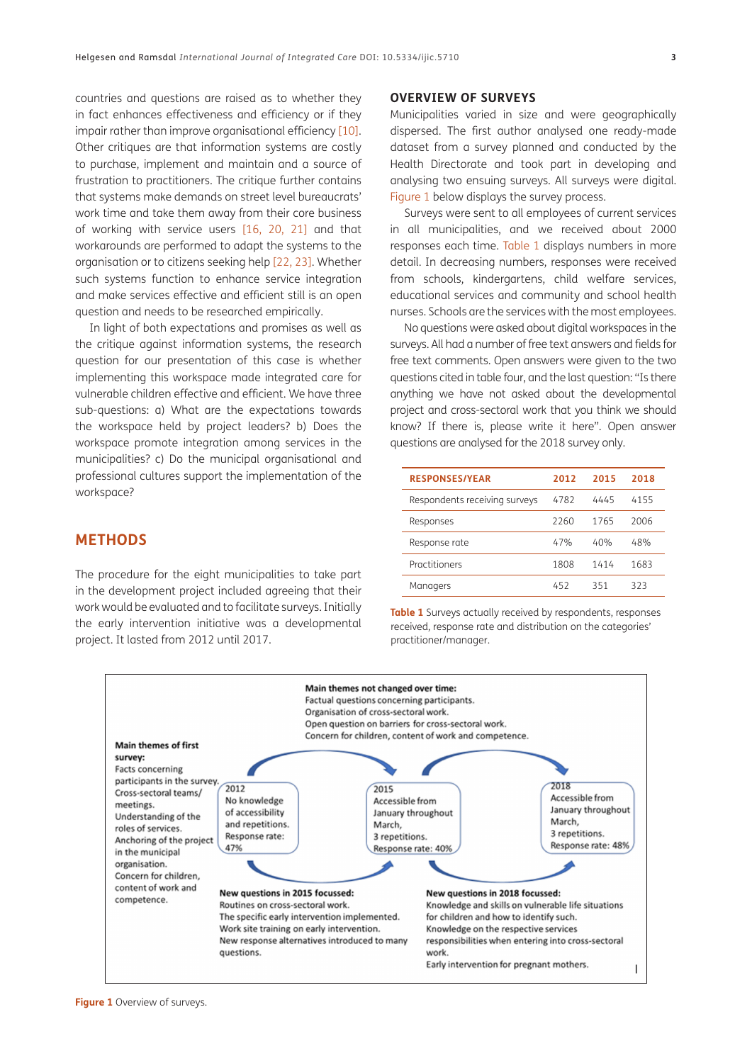countries and questions are raised as to whether they in fact enhances effectiveness and efficiency or if they impair rather than improve organisational efficiency [10]. Other critiques are that information systems are costly to purchase, implement and maintain and a source of frustration to practitioners. The critique further contains that systems make demands on street level bureaucrats' work time and take them away from their core business of working with service users [16, 20, 21] and that workarounds are performed to adapt the systems to the organisation or to citizens seeking help [22, 23]. Whether such systems function to enhance service integration and make services effective and efficient still is an open question and needs to be researched empirically.

In light of both expectations and promises as well as the critique against information systems, the research question for our presentation of this case is whether implementing this workspace made integrated care for vulnerable children effective and efficient. We have three sub-questions: a) What are the expectations towards the workspace held by project leaders? b) Does the workspace promote integration among services in the municipalities? c) Do the municipal organisational and professional cultures support the implementation of the workspace?

## METHODS

The procedure for the eight municipalities to take part in the development project included agreeing that their work would be evaluated and to facilitate surveys. Initially the early intervention initiative was a developmental project. It lasted from 2012 until 2017.

### OVERVIEW OF SURVEYS

Municipalities varied in size and were geographically dispersed. The first author analysed one ready-made dataset from a survey planned and conducted by the Health Directorate and took part in developing and analysing two ensuing surveys. All surveys were digital. Figure 1 below displays the survey process.

Surveys were sent to all employees of current services in all municipalities, and we received about 2000 responses each time. Table 1 displays numbers in more detail. In decreasing numbers, responses were received from schools, kindergartens, child welfare services, educational services and community and school health nurses. Schools are the services with the most employees.

No questions were asked about digital workspaces in the surveys. All had a number of free text answers and fields for free text comments. Open answers were given to the two questions cited in table four, and the last question: "Is there anything we have not asked about the developmental project and cross-sectoral work that you think we should know? If there is, please write it here". Open answer questions are analysed for the 2018 survey only.

| RESPONSES/YEAR | 2012 | 2015 | 2018 |
|---|---|---|---|
| Respondents receiving surveys | 4782 | 4445 | 4155 |
| Responses | 2260 | 1765 | 2006 |
| Response rate | 47% | 40% | 48% |
| Practitioners | 1808 | 1414 | 1683 |
| Managers | 452 | 351 | 323 |

**Table 1** Surveys actually received by respondents, responses received, response rate and distribution on the categories' practitioner/manager.

**Main themes not changed over time:**
Factual questions concerning participants.
Organisation of cross-sectoral work.
Open question on barriers for cross-sectoral work.
Concern for children, content of work and competence.

**Main themes of first survey:**
Facts concerning participants in the survey.
Cross-sectoral teams/ meetings.
Understanding of the roles of services.
Anchoring of the project in the municipal organisation.
Concern for children, content of work and competence.

2012
No knowledge of accessibility and repetitions.
Response rate: 47%

2015
Accessible from January throughout March,
3 repetitions.
Response rate: 40%

2018
Accessible from January throughout March,
3 repetitions.
Response rate: 48%

**New questions in 2015 focussed:**
Routines on cross-sectoral work.
The specific early intervention implemented.
Work site training on early intervention.
New response alternatives introduced to many questions.

**New questions in 2018 focussed:**
Knowledge and skills on vulnerable life situations for children and how to identify such.
Knowledge on the respective services responsibilities when entering into cross-sectoral work.
Early intervention for pregnant mothers.

**Figure 1** Overview of surveys.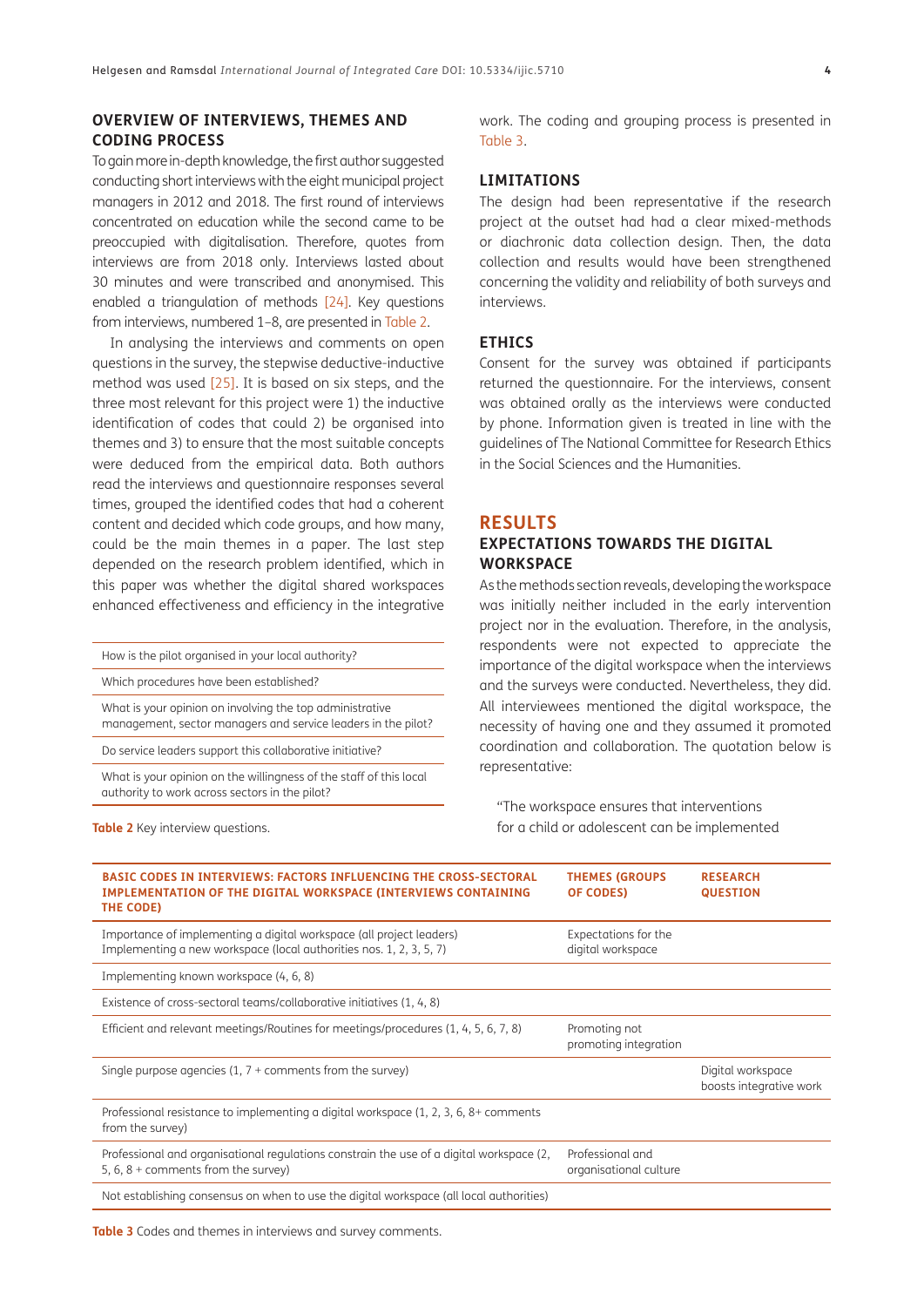## OVERVIEW OF INTERVIEWS, THEMES AND CODING PROCESS

To gain more in-depth knowledge, the first author suggested conducting short interviews with the eight municipal project managers in 2012 and 2018. The first round of interviews concentrated on education while the second came to be preoccupied with digitalisation. Therefore, quotes from interviews are from 2018 only. Interviews lasted about 30 minutes and were transcribed and anonymised. This enabled a triangulation of methods [24]. Key questions from interviews, numbered 1–8, are presented in Table 2.

In analysing the interviews and comments on open questions in the survey, the stepwise deductive-inductive method was used [25]. It is based on six steps, and the three most relevant for this project were 1) the inductive identification of codes that could 2) be organised into themes and 3) to ensure that the most suitable concepts were deduced from the empirical data. Both authors read the interviews and questionnaire responses several times, grouped the identified codes that had a coherent content and decided which code groups, and how many, could be the main themes in a paper. The last step depended on the research problem identified, which in this paper was whether the digital shared workspaces enhanced effectiveness and efficiency in the integrative work. The coding and grouping process is presented in Table 3.

| Key interview questions |
|---|
| How is the pilot organised in your local authority? |
| Which procedures have been established? |
| What is your opinion on involving the top administrative management, sector managers and service leaders in the pilot? |
| Do service leaders support this collaborative initiative? |
| What is your opinion on the willingness of the staff of this local authority to work across sectors in the pilot? |

**Table 2** Key interview questions.

## LIMITATIONS

The design had been representative if the research project at the outset had had a clear mixed-methods or diachronic data collection design. Then, the data collection and results would have been strengthened concerning the validity and reliability of both surveys and interviews.

## ETHICS

Consent for the survey was obtained if participants returned the questionnaire. For the interviews, consent was obtained orally as the interviews were conducted by phone. Information given is treated in line with the guidelines of The National Committee for Research Ethics in the Social Sciences and the Humanities.

# RESULTS

## EXPECTATIONS TOWARDS THE DIGITAL WORKSPACE

As the methods section reveals, developing the workspace was initially neither included in the early intervention project nor in the evaluation. Therefore, in the analysis, respondents were not expected to appreciate the importance of the digital workspace when the interviews and the surveys were conducted. Nevertheless, they did. All interviewees mentioned the digital workspace, the necessity of having one and they assumed it promoted coordination and collaboration. The quotation below is representative:

> "The workspace ensures that interventions for a child or adolescent can be implemented

| BASIC CODES IN INTERVIEWS: FACTORS INFLUENCING THE CROSS-SECTORAL IMPLEMENTATION OF THE DIGITAL WORKSPACE (INTERVIEWS CONTAINING THE CODE) | THEMES (GROUPS OF CODES) | RESEARCH QUESTION |
|---|---|---|
| Importance of implementing a digital workspace (all project leaders)<br>Implementing a new workspace (local authorities nos. 1, 2, 3, 5, 7) | Expectations for the digital workspace | |
| Implementing known workspace (4, 6, 8) | | |
| Existence of cross-sectoral teams/collaborative initiatives (1, 4, 8) | | |
| Efficient and relevant meetings/Routines for meetings/procedures (1, 4, 5, 6, 7, 8) | Promoting not promoting integration | |
| Single purpose agencies (1, 7 + comments from the survey) | | Digital workspace boosts integrative work |
| Professional resistance to implementing a digital workspace (1, 2, 3, 6, 8+ comments from the survey) | | |
| Professional and organisational regulations constrain the use of a digital workspace (2, 5, 6, 8 + comments from the survey) | Professional and organisational culture | |
| Not establishing consensus on when to use the digital workspace (all local authorities) | | |

**Table 3** Codes and themes in interviews and survey comments.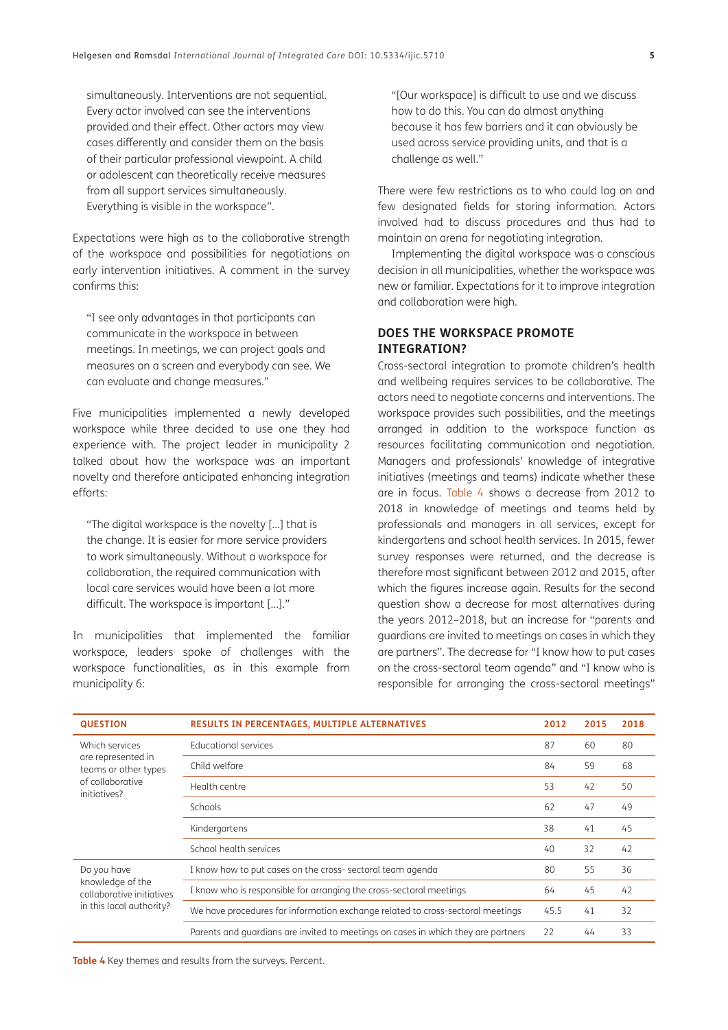simultaneously. Interventions are not sequential. Every actor involved can see the interventions provided and their effect. Other actors may view cases differently and consider them on the basis of their particular professional viewpoint. A child or adolescent can theoretically receive measures from all support services simultaneously. Everything is visible in the workspace".

Expectations were high as to the collaborative strength of the workspace and possibilities for negotiations on early intervention initiatives. A comment in the survey confirms this:

> "I see only advantages in that participants can communicate in the workspace in between meetings. In meetings, we can project goals and measures on a screen and everybody can see. We can evaluate and change measures."

Five municipalities implemented a newly developed workspace while three decided to use one they had experience with. The project leader in municipality 2 talked about how the workspace was an important novelty and therefore anticipated enhancing integration efforts:

> "The digital workspace is the novelty [...] that is the change. It is easier for more service providers to work simultaneously. Without a workspace for collaboration, the required communication with local care services would have been a lot more difficult. The workspace is important [...]."

In municipalities that implemented the familiar workspace, leaders spoke of challenges with the workspace functionalities, as in this example from municipality 6:

> "[Our workspace] is difficult to use and we discuss how to do this. You can do almost anything because it has few barriers and it can obviously be used across service providing units, and that is a challenge as well."

There were few restrictions as to who could log on and few designated fields for storing information. Actors involved had to discuss procedures and thus had to maintain an arena for negotiating integration.

Implementing the digital workspace was a conscious decision in all municipalities, whether the workspace was new or familiar. Expectations for it to improve integration and collaboration were high.

## DOES THE WORKSPACE PROMOTE INTEGRATION?

Cross-sectoral integration to promote children's health and wellbeing requires services to be collaborative. The actors need to negotiate concerns and interventions. The workspace provides such possibilities, and the meetings arranged in addition to the workspace function as resources facilitating communication and negotiation. Managers and professionals' knowledge of integrative initiatives (meetings and teams) indicate whether these are in focus. Table 4 shows a decrease from 2012 to 2018 in knowledge of meetings and teams held by professionals and managers in all services, except for kindergartens and school health services. In 2015, fewer survey responses were returned, and the decrease is therefore most significant between 2012 and 2015, after which the figures increase again. Results for the second question show a decrease for most alternatives during the years 2012–2018, but an increase for "parents and guardians are invited to meetings on cases in which they are partners". The decrease for "I know how to put cases on the cross-sectoral team agenda" and "I know who is responsible for arranging the cross-sectoral meetings"

| QUESTION | RESULTS IN PERCENTAGES, MULTIPLE ALTERNATIVES | 2012 | 2015 | 2018 |
|---|---|---|---|---|
| Which services are represented in teams or other types of collaborative initiatives? | Educational services | 87 | 60 | 80 |
| | Child welfare | 84 | 59 | 68 |
| | Health centre | 53 | 42 | 50 |
| | Schools | 62 | 47 | 49 |
| | Kindergartens | 38 | 41 | 45 |
| | School health services | 40 | 32 | 42 |
| Do you have knowledge of the collaborative initiatives in this local authority? | I know how to put cases on the cross- sectoral team agenda | 80 | 55 | 36 |
| | I know who is responsible for arranging the cross-sectoral meetings | 64 | 45 | 42 |
| | We have procedures for information exchange related to cross-sectoral meetings | 45.5 | 41 | 32 |
| | Parents and guardians are invited to meetings on cases in which they are partners | 22 | 44 | 33 |

**Table 4** Key themes and results from the surveys. Percent.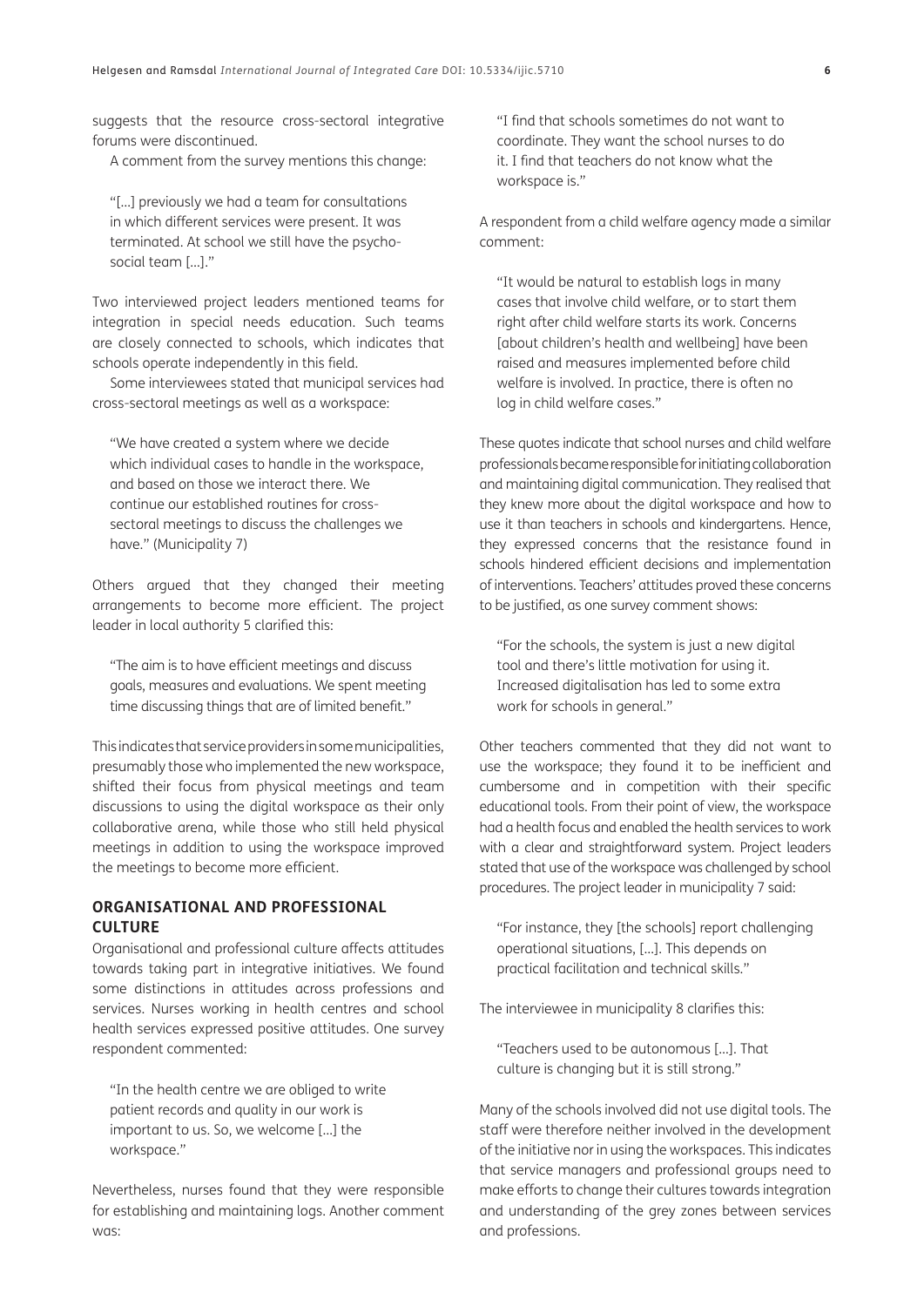suggests that the resource cross-sectoral integrative forums were discontinued.

A comment from the survey mentions this change:

> "[…] previously we had a team for consultations in which different services were present. It was terminated. At school we still have the psycho-social team […]."

Two interviewed project leaders mentioned teams for integration in special needs education. Such teams are closely connected to schools, which indicates that schools operate independently in this field.

Some interviewees stated that municipal services had cross-sectoral meetings as well as a workspace:

> "We have created a system where we decide which individual cases to handle in the workspace, and based on those we interact there. We continue our established routines for cross-sectoral meetings to discuss the challenges we have." (Municipality 7)

Others argued that they changed their meeting arrangements to become more efficient. The project leader in local authority 5 clarified this:

> "The aim is to have efficient meetings and discuss goals, measures and evaluations. We spent meeting time discussing things that are of limited benefit."

This indicates that service providers in some municipalities, presumably those who implemented the new workspace, shifted their focus from physical meetings and team discussions to using the digital workspace as their only collaborative arena, while those who still held physical meetings in addition to using the workspace improved the meetings to become more efficient.

## ORGANISATIONAL AND PROFESSIONAL CULTURE

Organisational and professional culture affects attitudes towards taking part in integrative initiatives. We found some distinctions in attitudes across professions and services. Nurses working in health centres and school health services expressed positive attitudes. One survey respondent commented:

> "In the health centre we are obliged to write patient records and quality in our work is important to us. So, we welcome […] the workspace."

Nevertheless, nurses found that they were responsible for establishing and maintaining logs. Another comment was:

> "I find that schools sometimes do not want to coordinate. They want the school nurses to do it. I find that teachers do not know what the workspace is."

A respondent from a child welfare agency made a similar comment:

> "It would be natural to establish logs in many cases that involve child welfare, or to start them right after child welfare starts its work. Concerns [about children's health and wellbeing] have been raised and measures implemented before child welfare is involved. In practice, there is often no log in child welfare cases."

These quotes indicate that school nurses and child welfare professionals became responsible for initiating collaboration and maintaining digital communication. They realised that they knew more about the digital workspace and how to use it than teachers in schools and kindergartens. Hence, they expressed concerns that the resistance found in schools hindered efficient decisions and implementation of interventions. Teachers' attitudes proved these concerns to be justified, as one survey comment shows:

> "For the schools, the system is just a new digital tool and there's little motivation for using it. Increased digitalisation has led to some extra work for schools in general."

Other teachers commented that they did not want to use the workspace; they found it to be inefficient and cumbersome and in competition with their specific educational tools. From their point of view, the workspace had a health focus and enabled the health services to work with a clear and straightforward system. Project leaders stated that use of the workspace was challenged by school procedures. The project leader in municipality 7 said:

> "For instance, they [the schools] report challenging operational situations, […]. This depends on practical facilitation and technical skills."

The interviewee in municipality 8 clarifies this:

> "Teachers used to be autonomous […]. That culture is changing but it is still strong."

Many of the schools involved did not use digital tools. The staff were therefore neither involved in the development of the initiative nor in using the workspaces. This indicates that service managers and professional groups need to make efforts to change their cultures towards integration and understanding of the grey zones between services and professions.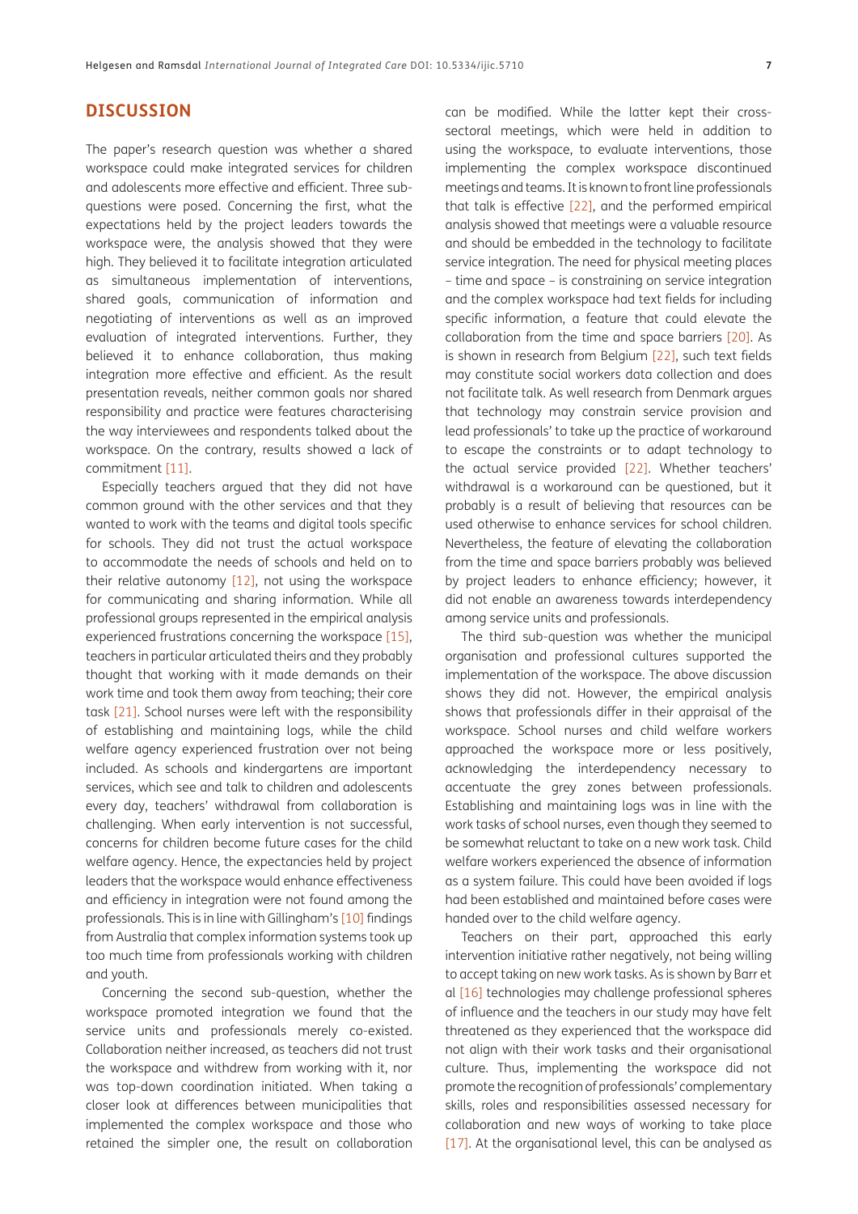## DISCUSSION

The paper's research question was whether a shared workspace could make integrated services for children and adolescents more effective and efficient. Three sub-questions were posed. Concerning the first, what the expectations held by the project leaders towards the workspace were, the analysis showed that they were high. They believed it to facilitate integration articulated as simultaneous implementation of interventions, shared goals, communication of information and negotiating of interventions as well as an improved evaluation of integrated interventions. Further, they believed it to enhance collaboration, thus making integration more effective and efficient. As the result presentation reveals, neither common goals nor shared responsibility and practice were features characterising the way interviewees and respondents talked about the workspace. On the contrary, results showed a lack of commitment [11].

Especially teachers argued that they did not have common ground with the other services and that they wanted to work with the teams and digital tools specific for schools. They did not trust the actual workspace to accommodate the needs of schools and held on to their relative autonomy [12], not using the workspace for communicating and sharing information. While all professional groups represented in the empirical analysis experienced frustrations concerning the workspace [15], teachers in particular articulated theirs and they probably thought that working with it made demands on their work time and took them away from teaching; their core task [21]. School nurses were left with the responsibility of establishing and maintaining logs, while the child welfare agency experienced frustration over not being included. As schools and kindergartens are important services, which see and talk to children and adolescents every day, teachers' withdrawal from collaboration is challenging. When early intervention is not successful, concerns for children become future cases for the child welfare agency. Hence, the expectancies held by project leaders that the workspace would enhance effectiveness and efficiency in integration were not found among the professionals. This is in line with Gillingham's [10] findings from Australia that complex information systems took up too much time from professionals working with children and youth.

Concerning the second sub-question, whether the workspace promoted integration we found that the service units and professionals merely co-existed. Collaboration neither increased, as teachers did not trust the workspace and withdrew from working with it, nor was top-down coordination initiated. When taking a closer look at differences between municipalities that implemented the complex workspace and those who retained the simpler one, the result on collaboration can be modified. While the latter kept their cross-sectoral meetings, which were held in addition to using the workspace, to evaluate interventions, those implementing the complex workspace discontinued meetings and teams. It is known to front line professionals that talk is effective [22], and the performed empirical analysis showed that meetings were a valuable resource and should be embedded in the technology to facilitate service integration. The need for physical meeting places – time and space – is constraining on service integration and the complex workspace had text fields for including specific information, a feature that could elevate the collaboration from the time and space barriers [20]. As is shown in research from Belgium [22], such text fields may constitute social workers data collection and does not facilitate talk. As well research from Denmark argues that technology may constrain service provision and lead professionals' to take up the practice of workaround to escape the constraints or to adapt technology to the actual service provided [22]. Whether teachers' withdrawal is a workaround can be questioned, but it probably is a result of believing that resources can be used otherwise to enhance services for school children. Nevertheless, the feature of elevating the collaboration from the time and space barriers probably was believed by project leaders to enhance efficiency; however, it did not enable an awareness towards interdependency among service units and professionals.

The third sub-question was whether the municipal organisation and professional cultures supported the implementation of the workspace. The above discussion shows they did not. However, the empirical analysis shows that professionals differ in their appraisal of the workspace. School nurses and child welfare workers approached the workspace more or less positively, acknowledging the interdependency necessary to accentuate the grey zones between professionals. Establishing and maintaining logs was in line with the work tasks of school nurses, even though they seemed to be somewhat reluctant to take on a new work task. Child welfare workers experienced the absence of information as a system failure. This could have been avoided if logs had been established and maintained before cases were handed over to the child welfare agency.

Teachers on their part, approached this early intervention initiative rather negatively, not being willing to accept taking on new work tasks. As is shown by Barr et al [16] technologies may challenge professional spheres of influence and the teachers in our study may have felt threatened as they experienced that the workspace did not align with their work tasks and their organisational culture. Thus, implementing the workspace did not promote the recognition of professionals' complementary skills, roles and responsibilities assessed necessary for collaboration and new ways of working to take place [17]. At the organisational level, this can be analysed as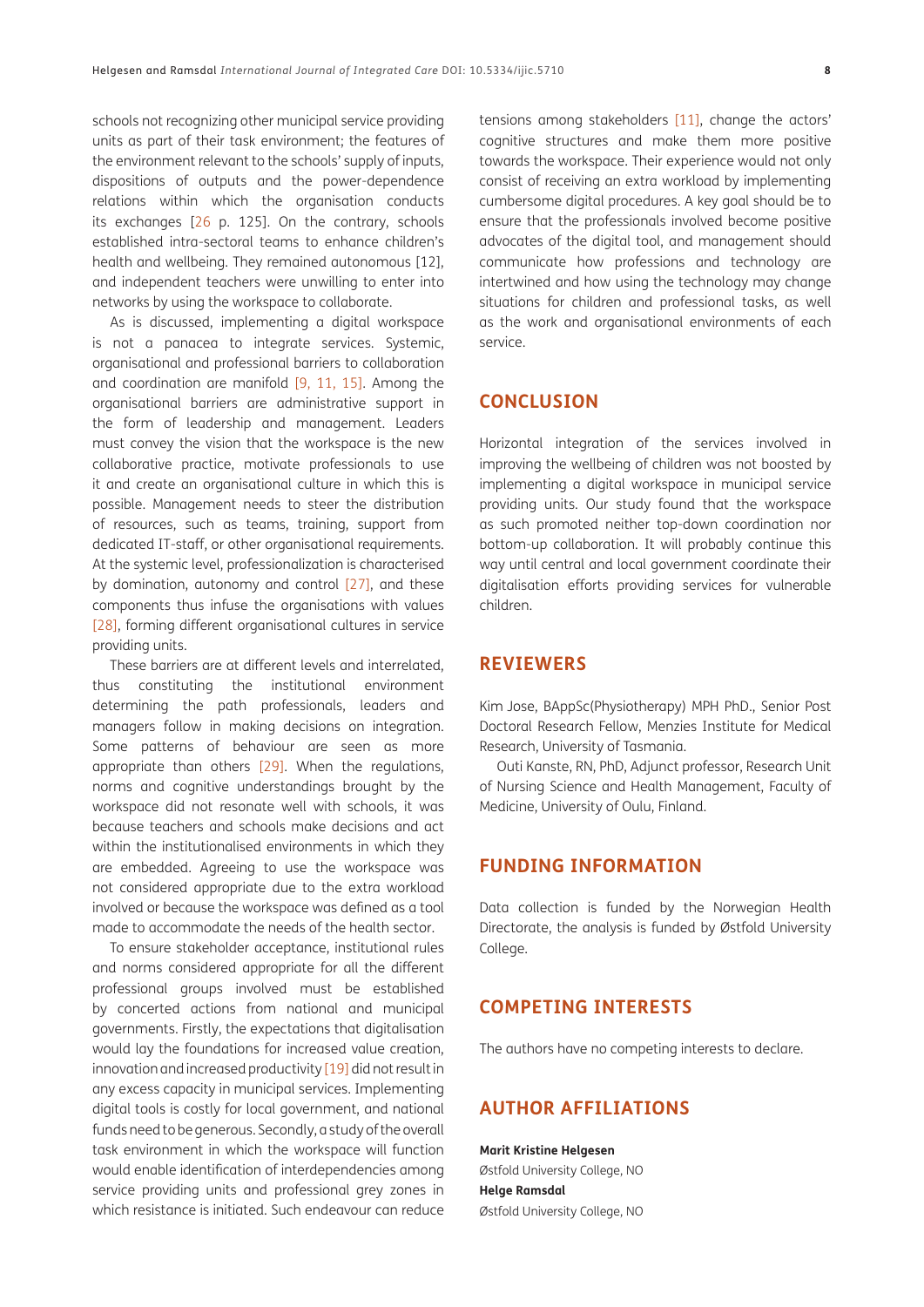schools not recognizing other municipal service providing units as part of their task environment; the features of the environment relevant to the schools' supply of inputs, dispositions of outputs and the power-dependence relations within which the organisation conducts its exchanges [26 p. 125]. On the contrary, schools established intra-sectoral teams to enhance children's health and wellbeing. They remained autonomous [12], and independent teachers were unwilling to enter into networks by using the workspace to collaborate.

As is discussed, implementing a digital workspace is not a panacea to integrate services. Systemic, organisational and professional barriers to collaboration and coordination are manifold [9, 11, 15]. Among the organisational barriers are administrative support in the form of leadership and management. Leaders must convey the vision that the workspace is the new collaborative practice, motivate professionals to use it and create an organisational culture in which this is possible. Management needs to steer the distribution of resources, such as teams, training, support from dedicated IT-staff, or other organisational requirements. At the systemic level, professionalization is characterised by domination, autonomy and control [27], and these components thus infuse the organisations with values [28], forming different organisational cultures in service providing units.

These barriers are at different levels and interrelated, thus constituting the institutional environment determining the path professionals, leaders and managers follow in making decisions on integration. Some patterns of behaviour are seen as more appropriate than others [29]. When the regulations, norms and cognitive understandings brought by the workspace did not resonate well with schools, it was because teachers and schools make decisions and act within the institutionalised environments in which they are embedded. Agreeing to use the workspace was not considered appropriate due to the extra workload involved or because the workspace was defined as a tool made to accommodate the needs of the health sector.

To ensure stakeholder acceptance, institutional rules and norms considered appropriate for all the different professional groups involved must be established by concerted actions from national and municipal governments. Firstly, the expectations that digitalisation would lay the foundations for increased value creation, innovation and increased productivity [19] did not result in any excess capacity in municipal services. Implementing digital tools is costly for local government, and national funds need to be generous. Secondly, a study of the overall task environment in which the workspace will function would enable identification of interdependencies among service providing units and professional grey zones in which resistance is initiated. Such endeavour can reduce tensions among stakeholders [11], change the actors' cognitive structures and make them more positive towards the workspace. Their experience would not only consist of receiving an extra workload by implementing cumbersome digital procedures. A key goal should be to ensure that the professionals involved become positive advocates of the digital tool, and management should communicate how professions and technology are intertwined and how using the technology may change situations for children and professional tasks, as well as the work and organisational environments of each service.

## CONCLUSION

Horizontal integration of the services involved in improving the wellbeing of children was not boosted by implementing a digital workspace in municipal service providing units. Our study found that the workspace as such promoted neither top-down coordination nor bottom-up collaboration. It will probably continue this way until central and local government coordinate their digitalisation efforts providing services for vulnerable children.

## REVIEWERS

Kim Jose, BAppSc(Physiotherapy) MPH PhD., Senior Post Doctoral Research Fellow, Menzies Institute for Medical Research, University of Tasmania.

Outi Kanste, RN, PhD, Adjunct professor, Research Unit of Nursing Science and Health Management, Faculty of Medicine, University of Oulu, Finland.

## FUNDING INFORMATION

Data collection is funded by the Norwegian Health Directorate, the analysis is funded by Østfold University College.

## COMPETING INTERESTS

The authors have no competing interests to declare.

## AUTHOR AFFILIATIONS

**Marit Kristine Helgesen**
Østfold University College, NO
**Helge Ramsdal**
Østfold University College, NO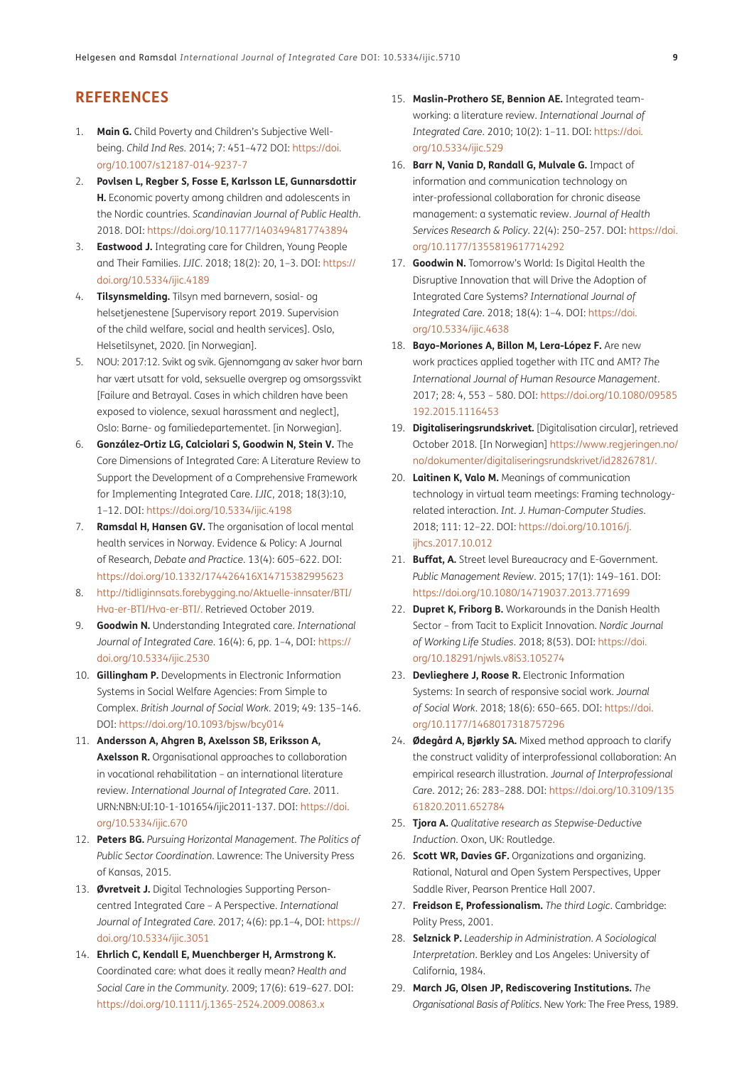## REFERENCES

1. **Main G.** Child Poverty and Children's Subjective Well-being. *Child Ind Res*. 2014; 7: 451–472 DOI: https://doi.org/10.1007/s12187-014-9237-7
2. **Povlsen L, Regber S, Fosse E, Karlsson LE, Gunnarsdottir H.** Economic poverty among children and adolescents in the Nordic countries. *Scandinavian Journal of Public Health*. 2018. DOI: https://doi.org/10.1177/1403494817743894
3. **Eastwood J.** Integrating care for Children, Young People and Their Families. *IJIC*. 2018; 18(2): 20, 1–3. DOI: https://doi.org/10.5334/ijic.4189
4. **Tilsynsmelding.** Tilsyn med barnevern, sosial- og helsetjenestene [Supervisory report 2019. Supervision of the child welfare, social and health services]. Oslo, Helsetilsynet, 2020. [in Norwegian].
5. NOU: 2017:12. Svikt og svik. Gjennomgang av saker hvor barn har vært utsatt for vold, seksuelle overgrep og omsorgssvikt [Failure and Betrayal. Cases in which children have been exposed to violence, sexual harassment and neglect], Oslo: Barne- og familiedepartementet. [in Norwegian].
6. **González-Ortiz LG, Calciolari S, Goodwin N, Stein V.** The Core Dimensions of Integrated Care: A Literature Review to Support the Development of a Comprehensive Framework for Implementing Integrated Care. *IJIC*, 2018; 18(3):10, 1–12. DOI: https://doi.org/10.5334/ijic.4198
7. **Ramsdal H, Hansen GV.** The organisation of local mental health services in Norway. Evidence & Policy: A Journal of Research, *Debate and Practice*. 13(4): 605–622. DOI: https://doi.org/10.1332/174426416X14715382995623
8. http://tidliginnsats.forebygging.no/Aktuelle-innsater/BTI/Hva-er-BTI/Hva-er-BTI/. Retrieved October 2019.
9. **Goodwin N.** Understanding Integrated care. *International Journal of Integrated Care*. 16(4): 6, pp. 1–4, DOI: https://doi.org/10.5334/ijic.2530
10. **Gillingham P.** Developments in Electronic Information Systems in Social Welfare Agencies: From Simple to Complex. *British Journal of Social Work*. 2019; 49: 135–146. DOI: https://doi.org/10.1093/bjsw/bcy014
11. **Andersson A, Ahgren B, Axelsson SB, Eriksson A, Axelsson R.** Organisational approaches to collaboration in vocational rehabilitation – an international literature review. *International Journal of Integrated Care*. 2011. URN:NBN:UI:10-1-101654/ijic2011-137. DOI: https://doi.org/10.5334/ijic.670
12. **Peters BG.** *Pursuing Horizontal Management. The Politics of Public Sector Coordination*. Lawrence: The University Press of Kansas, 2015.
13. **Øvretveit J.** Digital Technologies Supporting Person-centred Integrated Care – A Perspective. *International Journal of Integrated Care*. 2017; 4(6): pp.1–4, DOI: https://doi.org/10.5334/ijic.3051
14. **Ehrlich C, Kendall E, Muenchberger H, Armstrong K.** Coordinated care: what does it really mean? *Health and Social Care in the Community*. 2009; 17(6): 619–627. DOI: https://doi.org/10.1111/j.1365-2524.2009.00863.x
15. **Maslin-Prothero SE, Bennion AE.** Integrated team-working: a literature review. *International Journal of Integrated Care*. 2010; 10(2): 1–11. DOI: https://doi.org/10.5334/ijic.529
16. **Barr N, Vania D, Randall G, Mulvale G.** Impact of information and communication technology on inter-professional collaboration for chronic disease management: a systematic review. *Journal of Health Services Research & Policy*. 22(4): 250–257. DOI: https://doi.org/10.1177/1355819617714292
17. **Goodwin N.** Tomorrow's World: Is Digital Health the Disruptive Innovation that will Drive the Adoption of Integrated Care Systems? *International Journal of Integrated Care*. 2018; 18(4): 1–4. DOI: https://doi.org/10.5334/ijic.4638
18. **Bayo-Moriones A, Billon M, Lera-López F.** Are new work practices applied together with ITC and AMT? *The International Journal of Human Resource Management*. 2017; 28: 4, 553 – 580. DOI: https://doi.org/10.1080/09585192.2015.1116453
19. **Digitaliseringsrundskrivet.** [Digitalisation circular], retrieved October 2018. [In Norwegian] https://www.regjeringen.no/no/dokumenter/digitaliseringsrundskrivet/id2826781/.
20. **Laitinen K, Valo M.** Meanings of communication technology in virtual team meetings: Framing technology-related interaction. *Int. J. Human-Computer Studies*. 2018; 111: 12–22. DOI: https://doi.org/10.1016/j.ijhcs.2017.10.012
21. **Buffat, A.** Street level Bureaucracy and E-Government. *Public Management Review*. 2015; 17(1): 149–161. DOI: https://doi.org/10.1080/14719037.2013.771699
22. **Dupret K, Friborg B.** Workarounds in the Danish Health Sector – from Tacit to Explicit Innovation. *Nordic Journal of Working Life Studies*. 2018; 8(53). DOI: https://doi.org/10.18291/njwls.v8iS3.105274
23. **Devlieghere J, Roose R.** Electronic Information Systems: In search of responsive social work. *Journal of Social Work*. 2018; 18(6): 650–665. DOI: https://doi.org/10.1177/1468017318757296
24. **Ødegård A, Bjørkly SA.** Mixed method approach to clarify the construct validity of interprofessional collaboration: An empirical research illustration. *Journal of Interprofessional Care*. 2012; 26: 283–288. DOI: https://doi.org/10.3109/13561820.2011.652784
25. **Tjora A.** *Qualitative research as Stepwise-Deductive Induction*. Oxon, UK: Routledge.
26. **Scott WR, Davies GF.** Organizations and organizing. Rational, Natural and Open System Perspectives, Upper Saddle River, Pearson Prentice Hall 2007.
27. **Freidson E, Professionalism.** *The third Logic*. Cambridge: Polity Press, 2001.
28. **Selznick P.** *Leadership in Administration. A Sociological Interpretation*. Berkley and Los Angeles: University of California, 1984.
29. **March JG, Olsen JP, Rediscovering Institutions.** *The Organisational Basis of Politics*. New York: The Free Press, 1989.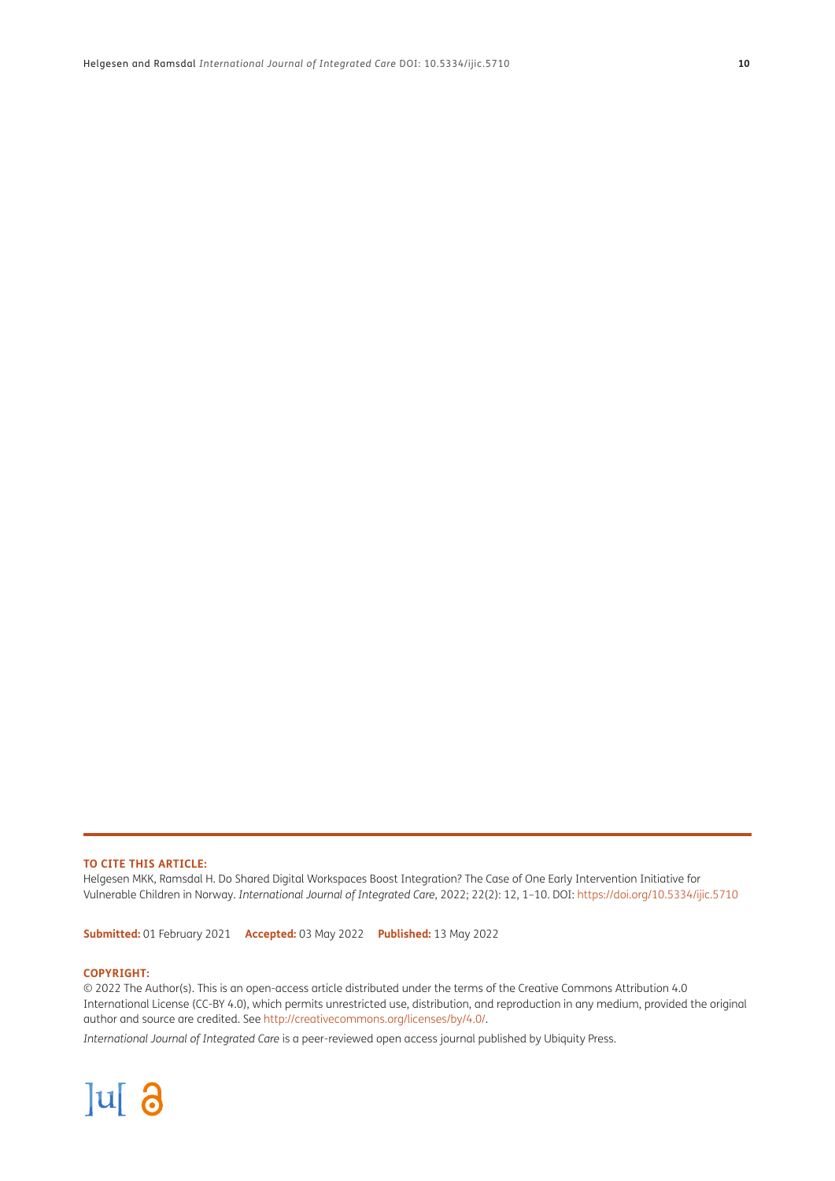**TO CITE THIS ARTICLE:**

Helgesen MKK, Ramsdal H. Do Shared Digital Workspaces Boost Integration? The Case of One Early Intervention Initiative for Vulnerable Children in Norway. *International Journal of Integrated Care*, 2022; 22(2): 12, 1–10. DOI: https://doi.org/10.5334/ijic.5710

**Submitted:** 01 February 2021 **Accepted:** 03 May 2022 **Published:** 13 May 2022

**COPYRIGHT:**

© 2022 The Author(s). This is an open-access article distributed under the terms of the Creative Commons Attribution 4.0 International License (CC-BY 4.0), which permits unrestricted use, distribution, and reproduction in any medium, provided the original author and source are credited. See http://creativecommons.org/licenses/by/4.0/.

*International Journal of Integrated Care* is a peer-reviewed open access journal published by Ubiquity Press.